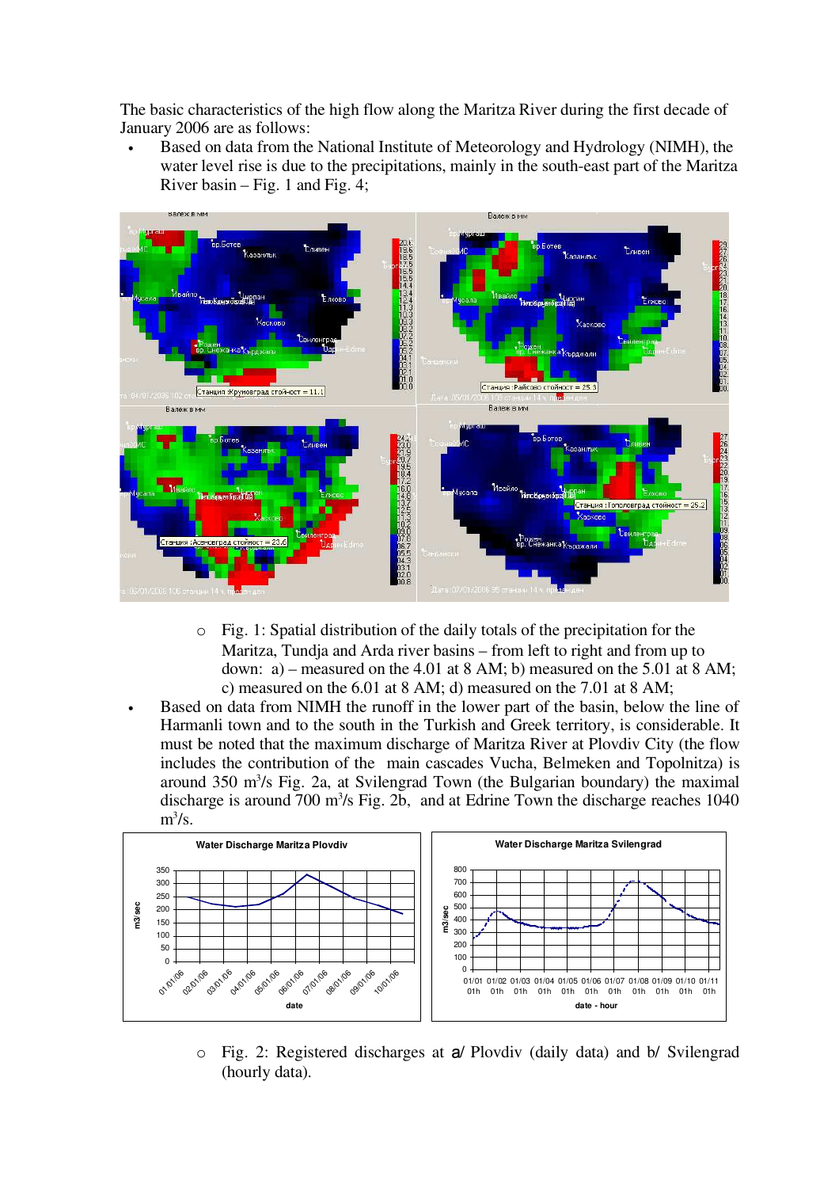The basic characteristics of the high flow along the Maritza River during the first decade of January 2006 are as follows:

- Based on data from the National Institute of Meteorology and Hydrology (NIMH), the water level rise is due to the precipitations, mainly in the south-east part of the Maritza River basin – Fig. 1 and Fig. 4;

  - Fig. 1: Spatial distribution of the daily totals of the precipitation for the Maritza, Tundja and Arda river basins – from left to right and from up to down: a) – measured on the 4.01 at 8 AM; b) measured on the 5.01 at 8 AM; c) measured on the 6.01 at 8 AM; d) measured on the 7.01 at 8 AM;

- Based on data from NIMH the runoff in the lower part of the basin, below the line of Harmanli town and to the south in the Turkish and Greek territory, is considerable. It must be noted that the maximum discharge of Maritza River at Plovdiv City (the flow includes the contribution of the main cascades Vucha, Belmeken and Topolnitza) is around 350 $m^3/s$ Fig. 2a, at Svilengrad Town (the Bulgarian boundary) the maximal discharge is around 700 $m^3/s$ Fig. 2b, and at Edrine Town the discharge reaches 1040 $m^3/s$.

  - Fig. 2: Registered discharges at a/ Plovdiv (daily data) and b/ Svilengrad (hourly data).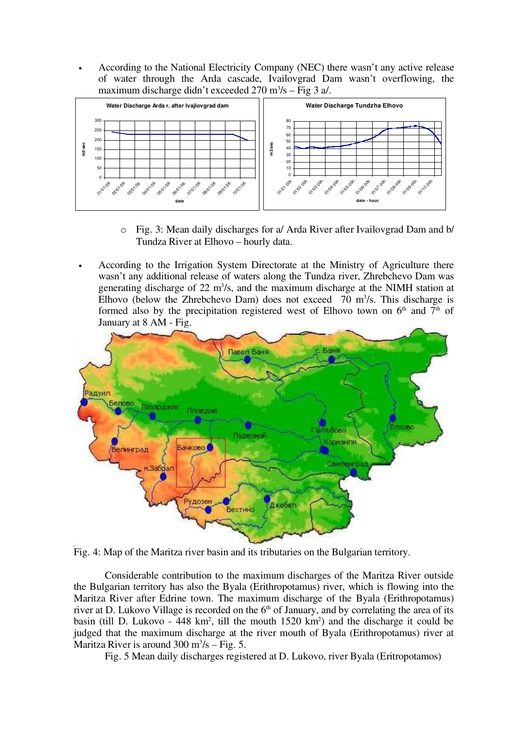- According to the National Electricity Company (NEC) there wasn't any active release of water through the Arda cascade, Ivailovgrad Dam wasn't overflowing, the maximum discharge didn't exceeded 270 m³/s – Fig 3 a/.

  - Fig. 3: Mean daily discharges for a/ Arda River after Ivailovgrad Dam and b/ Tundza River at Elhovo – hourly data.

- According to the Irrigation System Directorate at the Ministry of Agriculture there wasn't any additional release of waters along the Tundza river, Zhrebchevo Dam was generating discharge of 22 m³/s, and the maximum discharge at the NIMH station at Elhovo (below the Zhrebchevo Dam) does not exceed 70 m³/s. This discharge is formed also by the precipitation registered west of Elhovo town on 6th and 7th of January at 8 AM - Fig.

Fig. 4: Map of the Maritza river basin and its tributaries on the Bulgarian territory.

Considerable contribution to the maximum discharges of the Maritza River outside the Bulgarian territory has also the Byala (Erithropotamus) river, which is flowing into the Maritza River after Edrine town. The maximum discharge of the Byala (Erithropotamus) river at D. Lukovo Village is recorded on the 6th of January, and by correlating the area of its basin (till D. Lukovo - 448 km², till the mouth 1520 km²) and the discharge it could be judged that the maximum discharge at the river mouth of Byala (Erithropotamus) river at Maritza River is around 300 m³/s – Fig. 5.

Fig. 5 Mean daily discharges registered at D. Lukovo, river Byala (Eritropotamos)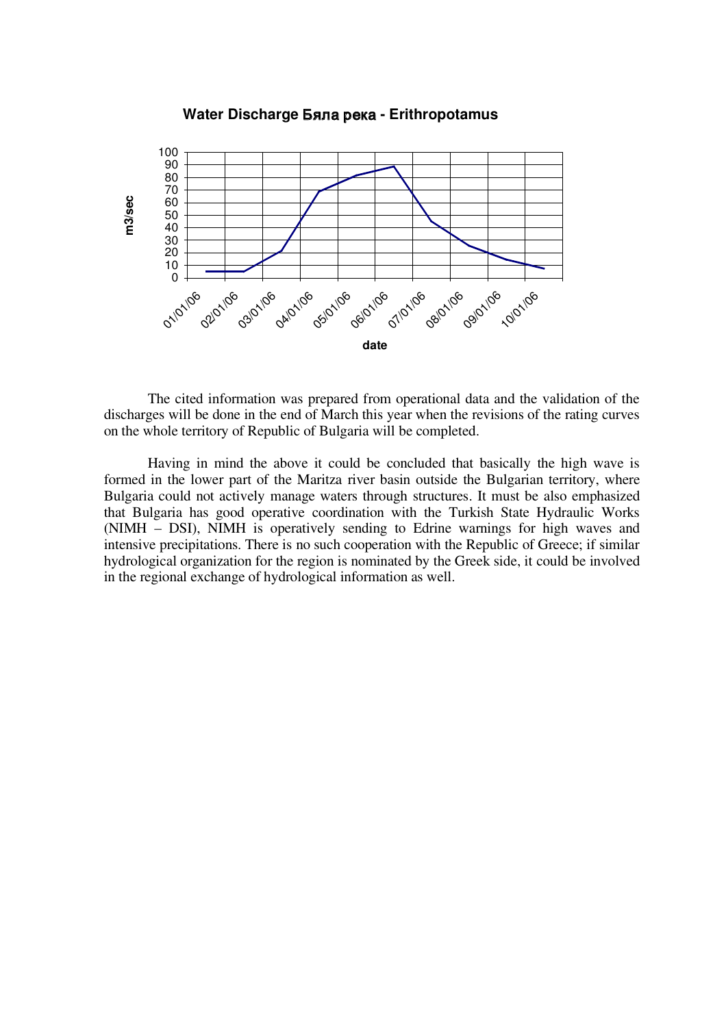**Water Discharge Бяла река - Erithropotamus**

m3/sec

100
90
80
70
60
50
40
30
20
10
0

01/01/06
02/01/06
03/01/06
04/01/06
05/01/06
06/01/06
07/01/06
08/01/06
09/01/06
10/01/06

date

The cited information was prepared from operational data and the validation of the discharges will be done in the end of March this year when the revisions of the rating curves on the whole territory of Republic of Bulgaria will be completed.

Having in mind the above it could be concluded that basically the high wave is formed in the lower part of the Maritza river basin outside the Bulgarian territory, where Bulgaria could not actively manage waters through structures. It must be also emphasized that Bulgaria has good operative coordination with the Turkish State Hydraulic Works (NIMH – DSI), NIMH is operatively sending to Edrine warnings for high waves and intensive precipitations. There is no such cooperation with the Republic of Greece; if similar hydrological organization for the region is nominated by the Greek side, it could be involved in the regional exchange of hydrological information as well.